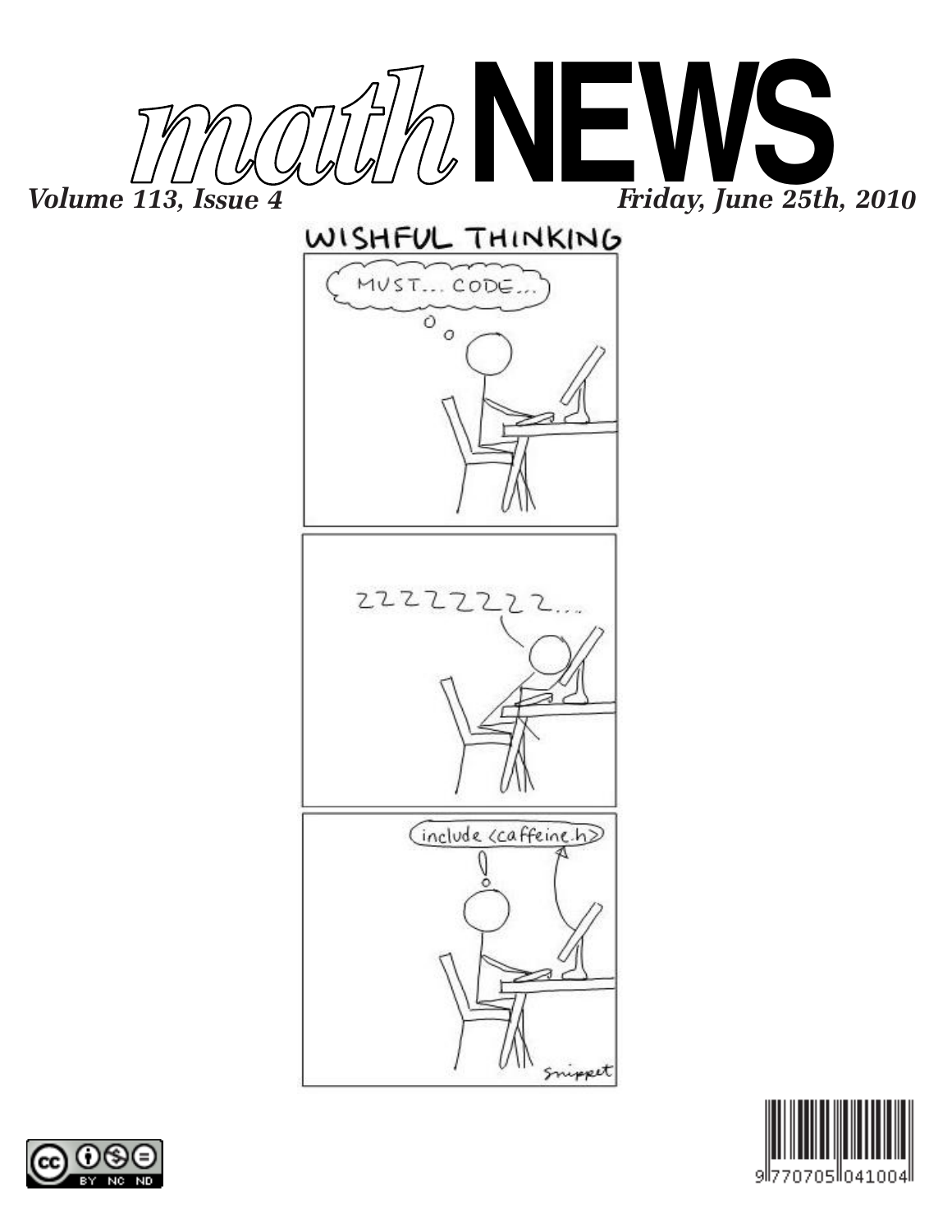# mathNEWS

*Volume 113, Issue 4* — *Friday, June 25th, 2010*

WISHFUL THINKING

MUST... CODE...

ZZZZZZZZ...

include <caffeine.h>

!

Snippet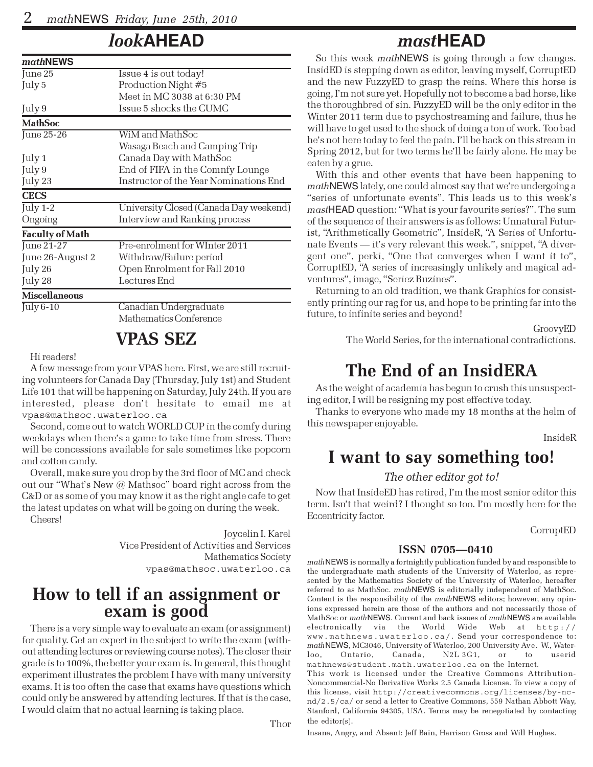## *look*AHEAD

| *math*NEWS | |
|---|---|
| June 25 | Issue 4 is out today! |
| July 5 | Production Night #5 |
| | Meet in MC 3038 at 6:30 PM |
| July 9 | Issue 5 shocks the CUMC |
| **MathSoc** | |
| June 25-26 | WiM and MathSoc |
| | Wasaga Beach and Camping Trip |
| July 1 | Canada Day with MathSoc |
| July 9 | End of FIFA in the Comnfy Lounge |
| July 23 | Instructor of the Year Nominations End |
| **CECS** | |
| July 1-2 | University Closed (Canada Day weekend) |
| Ongoing | Interview and Ranking process |
| **Faculty of Math** | |
| June 21-27 | Pre-enrolment for WInter 2011 |
| June 26-August 2 | Withdraw/Failure period |
| July 26 | Open Enrolment for Fall 2010 |
| July 28 | Lectures End |
| **Miscellaneous** | |
| July 6-10 | Canadian Undergraduate |
| | Mathematics Conference |

## VPAS SEZ

Hi readers!

A few message from your VPAS here. First, we are still recruiting volunteers for Canada Day (Thursday, July 1st) and Student Life 101 that will be happening on Saturday, July 24th. If you are interested, please don't hesitate to email me at vpas@mathsoc.uwaterloo.ca

Second, come out to watch WORLD CUP in the comfy during weekdays when there's a game to take time from stress. There will be concessions available for sale sometimes like popcorn and cotton candy.

Overall, make sure you drop by the 3rd floor of MC and check out our "What's New @ Mathsoc" board right across from the C&D or as some of you may know it as the right angle cafe to get the latest updates on what will be going on during the week.

Cheers!

Joycelin I. Karel
Vice President of Activities and Services
Mathematics Society
vpas@mathsoc.uwaterloo.ca

## How to tell if an assignment or exam is good

There is a very simple way to evaluate an exam (or assignment) for quality. Get an expert in the subject to write the exam (without attending lectures or reviewing course notes). The closer their grade is to 100%, the better your exam is. In general, this thought experiment illustrates the problem I have with many university exams. It is too often the case that exams have questions which could only be answered by attending lectures. If that is the case, I would claim that no actual learning is taking place.

Thor

## *mast*HEAD

So this week *math*NEWS is going through a few changes. InsidED is stepping down as editor, leaving myself, CorruptED and the new FuzzyED to grasp the reins. Where this horse is going, I'm not sure yet. Hopefully not to become a bad horse, like the thoroughbred of sin. FuzzyED will be the only editor in the Winter 2011 term due to psychostreaming and failure, thus he will have to get used to the shock of doing a ton of work. Too bad he's not here today to feel the pain. I'll be back on this stream in Spring 2012, but for two terms he'll be fairly alone. He may be eaten by a grue.

With this and other events that have been happening to *math*NEWS lately, one could almost say that we're undergoing a "series of unfortunate events". This leads us to this week's *mast*HEAD question: "What is your favourite series?". The sum of the sequence of their answers is as follows: Unnatural Futurist, "Arithmetically Geometric", InsideR, "A Series of Unfortunate Events — it's very relevant this week.", snippet, "A divergent one", perki, "One that converges when I want it to", CorruptED, "A series of increasingly unlikely and magical adventures", image, "Seriez Buzines".

Returning to an old tradition, we thank Graphics for consistently printing our rag for us, and hope to be printing far into the future, to infinite series and beyond!

GroovyED
The World Series, for the international contradictions.

## The End of an InsidERA

As the weight of academia has begun to crush this unsuspecting editor, I will be resigning my post effective today.

Thanks to everyone who made my 18 months at the helm of this newspaper enjoyable.

InsideR

## I want to say something too!

*The other editor got to!*

Now that InsideED has retired, I'm the most senior editor this term. Isn't that weird? I thought so too. I'm mostly here for the Eccentricity factor.

CorruptED

### ISSN 0705—0410

*math*NEWS is normally a fortnightly publication funded by and responsible to the undergraduate math students of the University of Waterloo, as represented by the Mathematics Society of the University of Waterloo, hereafter referred to as MathSoc. *math*NEWS is editorially independent of MathSoc. Content is the responsibility of the *math*NEWS editors; however, any opinions expressed herein are those of the authors and not necessarily those of MathSoc or *math*NEWS. Current and back issues of *math*NEWS are available electronically via the World Wide Web at http://www.mathnews.uwaterloo.ca/. Send your correspondence to: *math*NEWS, MC3046, University of Waterloo, 200 University Ave. W., Waterloo, Ontario, Canada, N2L 3G1, or to userid mathnews@student.math.uwaterloo.ca on the Internet.

This work is licensed under the Creative Commons Attribution-Noncommercial-No Derivative Works 2.5 Canada License. To view a copy of this license, visit http://creativecommons.org/licenses/by-nc-nd/2.5/ca/ or send a letter to Creative Commons, 559 Nathan Abbott Way, Stanford, California 94305, USA. Terms may be renegotiated by contacting the editor(s).

Insane, Angry, and Absent: Jeff Bain, Harrison Gross and Will Hughes.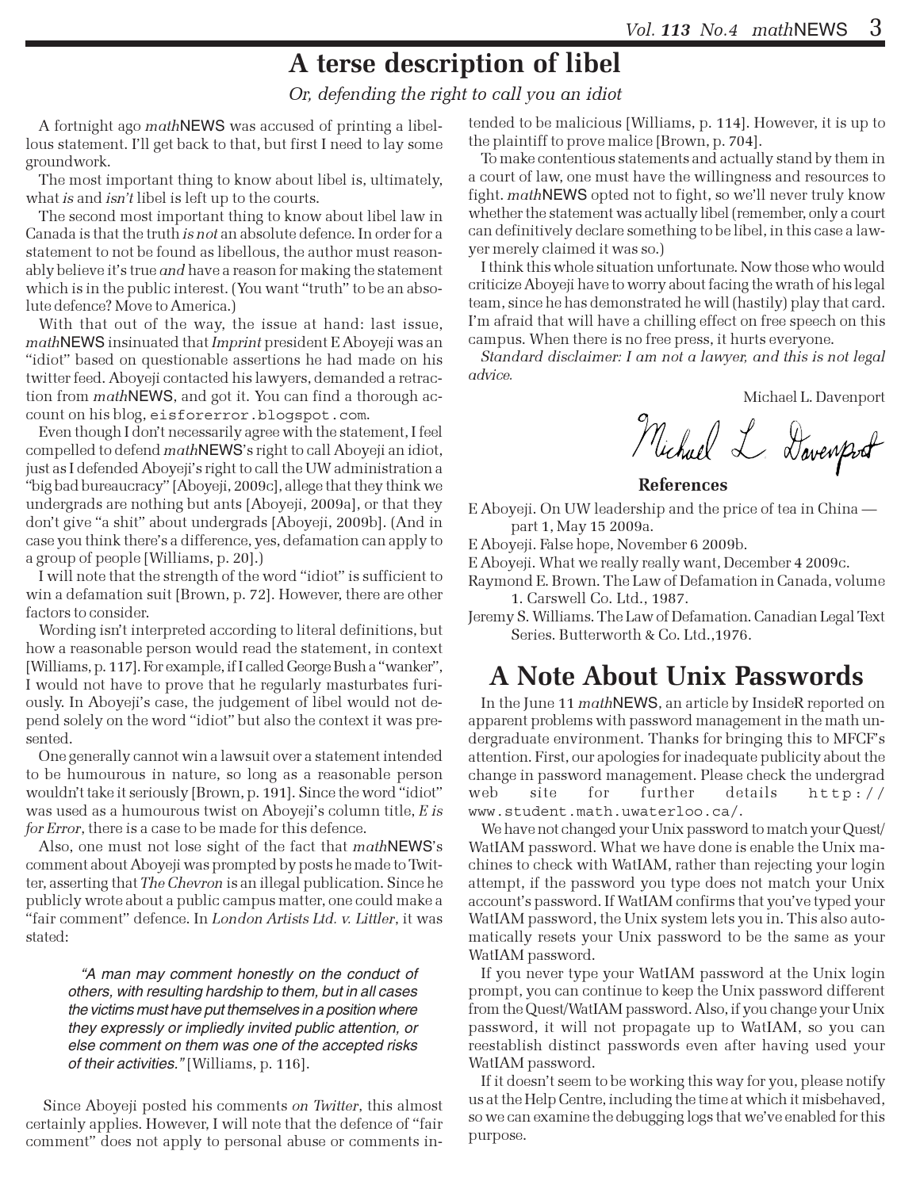# A terse description of libel

*Or, defending the right to call you an idiot*

A fortnight ago *math*NEWS was accused of printing a libellous statement. I'll get back to that, but first I need to lay some groundwork.

The most important thing to know about libel is, ultimately, what *is* and *isn't* libel is left up to the courts.

The second most important thing to know about libel law in Canada is that the truth *is not* an absolute defence. In order for a statement to not be found as libellous, the author must reasonably believe it's true *and* have a reason for making the statement which is in the public interest. (You want "truth" to be an absolute defence? Move to America.)

With that out of the way, the issue at hand: last issue, *math*NEWS insinuated that *Imprint* president E Aboyeji was an "idiot" based on questionable assertions he had made on his twitter feed. Aboyeji contacted his lawyers, demanded a retraction from *math*NEWS, and got it. You can find a thorough account on his blog, eisforerror.blogspot.com.

Even though I don't necessarily agree with the statement, I feel compelled to defend *math*NEWS's right to call Aboyeji an idiot, just as I defended Aboyeji's right to call the UW administration a "big bad bureaucracy" [Aboyeji, 2009c], allege that they think we undergrads are nothing but ants [Aboyeji, 2009a], or that they don't give "a shit" about undergrads [Aboyeji, 2009b]. (And in case you think there's a difference, yes, defamation can apply to a group of people [Williams, p. 20].)

I will note that the strength of the word "idiot" is sufficient to win a defamation suit [Brown, p. 72]. However, there are other factors to consider.

Wording isn't interpreted according to literal definitions, but how a reasonable person would read the statement, in context [Williams, p. 117]. For example, if I called George Bush a "wanker", I would not have to prove that he regularly masturbates furiously. In Aboyeji's case, the judgement of libel would not depend solely on the word "idiot" but also the context it was presented.

One generally cannot win a lawsuit over a statement intended to be humourous in nature, so long as a reasonable person wouldn't take it seriously [Brown, p. 191]. Since the word "idiot" was used as a humourous twist on Aboyeji's column title, *E is for Error*, there is a case to be made for this defence.

Also, one must not lose sight of the fact that *math*NEWS's comment about Aboyeji was prompted by posts he made to Twitter, asserting that *The Chevron* is an illegal publication. Since he publicly wrote about a public campus matter, one could make a "fair comment" defence. In *London Artists Ltd. v. Littler*, it was stated:

> *"A man may comment honestly on the conduct of others, with resulting hardship to them, but in all cases the victims must have put themselves in a position where they expressly or impliedly invited public attention, or else comment on them was one of the accepted risks of their activities."* [Williams, p. 116].

Since Aboyeji posted his comments *on Twitter*, this almost certainly applies. However, I will note that the defence of "fair comment" does not apply to personal abuse or comments intended to be malicious [Williams, p. 114]. However, it is up to the plaintiff to prove malice [Brown, p. 704].

To make contentious statements and actually stand by them in a court of law, one must have the willingness and resources to fight. *math*NEWS opted not to fight, so we'll never truly know whether the statement was actually libel (remember, only a court can definitively declare something to be libel, in this case a lawyer merely claimed it was so.)

I think this whole situation unfortunate. Now those who would criticize Aboyeji have to worry about facing the wrath of his legal team, since he has demonstrated he will (hastily) play that card. I'm afraid that will have a chilling effect on free speech on this campus. When there is no free press, it hurts everyone.

*Standard disclaimer: I am not a lawyer, and this is not legal advice.*

Michael L. Davenport

### References

E Aboyeji. On UW leadership and the price of tea in China — part 1, May 15 2009a.

E Aboyeji. False hope, November 6 2009b.

E Aboyeji. What we really really want, December 4 2009c.

Raymond E. Brown. The Law of Defamation in Canada, volume 1. Carswell Co. Ltd., 1987.

Jeremy S. Williams. The Law of Defamation. Canadian Legal Text Series. Butterworth & Co. Ltd.,1976.

# A Note About Unix Passwords

In the June 11 *math*NEWS, an article by InsideR reported on apparent problems with password management in the math undergraduate environment. Thanks for bringing this to MFCF's attention. First, our apologies for inadequate publicity about the change in password management. Please check the undergrad web site for further details http://www.student.math.uwaterloo.ca/.

We have not changed your Unix password to match your Quest/WatIAM password. What we have done is enable the Unix machines to check with WatIAM, rather than rejecting your login attempt, if the password you type does not match your Unix account's password. If WatIAM confirms that you've typed your WatIAM password, the Unix system lets you in. This also automatically resets your Unix password to be the same as your WatIAM password.

If you never type your WatIAM password at the Unix login prompt, you can continue to keep the Unix password different from the Quest/WatIAM password. Also, if you change your Unix password, it will not propagate up to WatIAM, so you can reestablish distinct passwords even after having used your WatIAM password.

If it doesn't seem to be working this way for you, please notify us at the Help Centre, including the time at which it misbehaved, so we can examine the debugging logs that we've enabled for this purpose.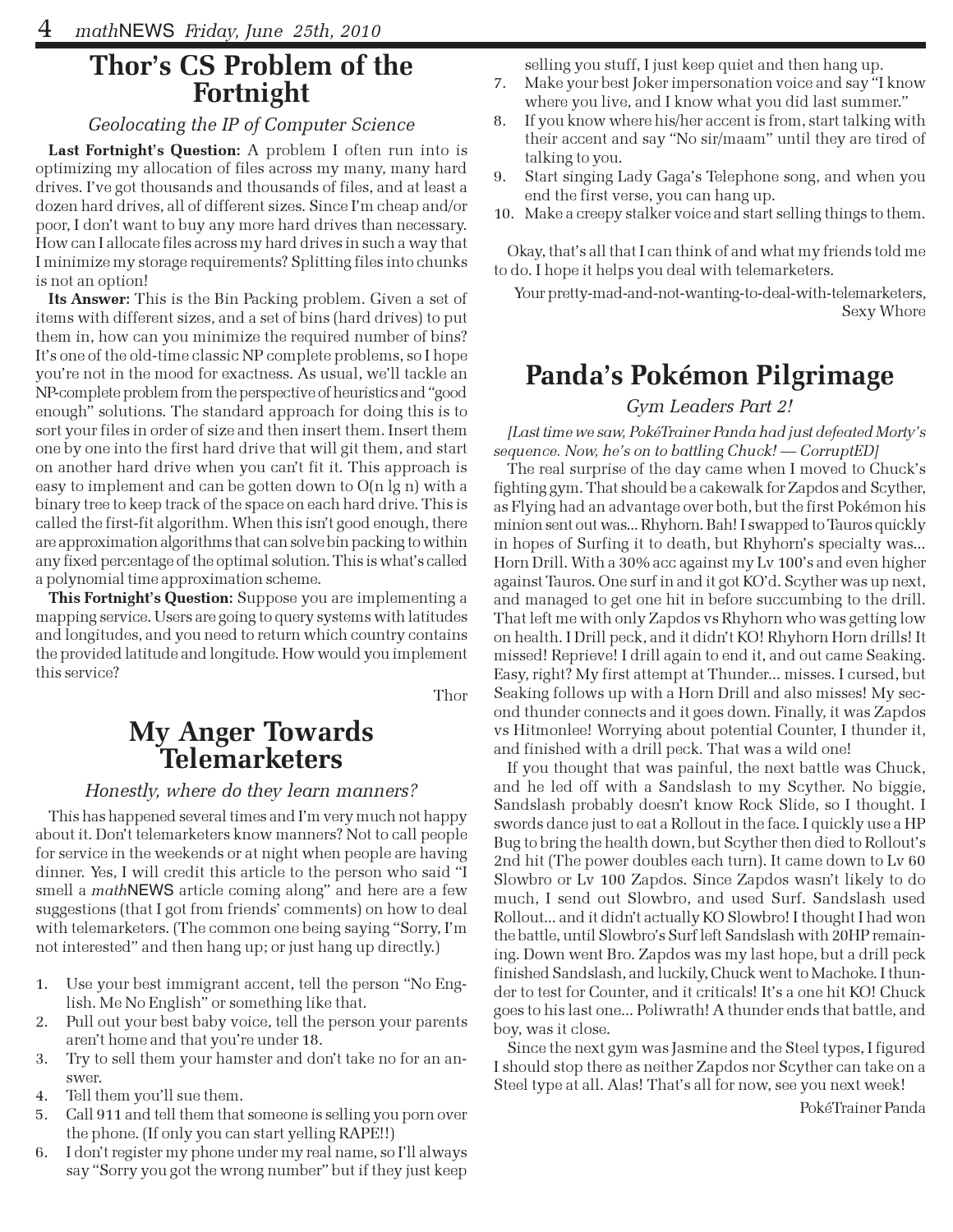## Thor's CS Problem of the Fortnight

*Geolocating the IP of Computer Science*

**Last Fortnight's Question:** A problem I often run into is optimizing my allocation of files across my many, many hard drives. I've got thousands and thousands of files, and at least a dozen hard drives, all of different sizes. Since I'm cheap and/or poor, I don't want to buy any more hard drives than necessary. How can I allocate files across my hard drives in such a way that I minimize my storage requirements? Splitting files into chunks is not an option!

**Its Answer:** This is the Bin Packing problem. Given a set of items with different sizes, and a set of bins (hard drives) to put them in, how can you minimize the required number of bins? It's one of the old-time classic NP complete problems, so I hope you're not in the mood for exactness. As usual, we'll tackle an NP-complete problem from the perspective of heuristics and "good enough" solutions. The standard approach for doing this is to sort your files in order of size and then insert them. Insert them one by one into the first hard drive that will git them, and start on another hard drive when you can't fit it. This approach is easy to implement and can be gotten down to O(n lg n) with a binary tree to keep track of the space on each hard drive. This is called the first-fit algorithm. When this isn't good enough, there are approximation algorithms that can solve bin packing to within any fixed percentage of the optimal solution. This is what's called a polynomial time approximation scheme.

**This Fortnight's Question:** Suppose you are implementing a mapping service. Users are going to query systems with latitudes and longitudes, and you need to return which country contains the provided latitude and longitude. How would you implement this service?

Thor

## My Anger Towards Telemarketers

*Honestly, where do they learn manners?*

This has happened several times and I'm very much not happy about it. Don't telemarketers know manners? Not to call people for service in the weekends or at night when people are having dinner. Yes, I will credit this article to the person who said "I smell a *math*NEWS article coming along" and here are a few suggestions (that I got from friends' comments) on how to deal with telemarketers. (The common one being saying "Sorry, I'm not interested" and then hang up; or just hang up directly.)

1. Use your best immigrant accent, tell the person "No English. Me No English" or something like that.
2. Pull out your best baby voice, tell the person your parents aren't home and that you're under 18.
3. Try to sell them your hamster and don't take no for an answer.
4. Tell them you'll sue them.
5. Call 911 and tell them that someone is selling you porn over the phone. (If only you can start yelling RAPE!!)
6. I don't register my phone under my real name, so I'll always say "Sorry you got the wrong number" but if they just keep selling you stuff, I just keep quiet and then hang up.
7. Make your best Joker impersonation voice and say "I know where you live, and I know what you did last summer."
8. If you know where his/her accent is from, start talking with their accent and say "No sir/maam" until they are tired of talking to you.
9. Start singing Lady Gaga's Telephone song, and when you end the first verse, you can hang up.
10. Make a creepy stalker voice and start selling things to them.

Okay, that's all that I can think of and what my friends told me to do. I hope it helps you deal with telemarketers.

Your pretty-mad-and-not-wanting-to-deal-with-telemarketers,
Sexy Whore

## Panda's Pokémon Pilgrimage

*Gym Leaders Part 2!*

*[Last time we saw, PokéTrainer Panda had just defeated Morty's sequence. Now, he's on to battling Chuck! — CorruptED]*

The real surprise of the day came when I moved to Chuck's fighting gym. That should be a cakewalk for Zapdos and Scyther, as Flying had an advantage over both, but the first Pokémon his minion sent out was... Rhyhorn. Bah! I swapped to Tauros quickly in hopes of Surfing it to death, but Rhyhorn's specialty was... Horn Drill. With a 30% acc against my Lv 100's and even higher against Tauros. One surf in and it got KO'd. Scyther was up next, and managed to get one hit in before succumbing to the drill. That left me with only Zapdos vs Rhyhorn who was getting low on health. I Drill peck, and it didn't KO! Rhyhorn Horn drills! It missed! Reprieve! I drill again to end it, and out came Seaking. Easy, right? My first attempt at Thunder... misses. I cursed, but Seaking follows up with a Horn Drill and also misses! My second thunder connects and it goes down. Finally, it was Zapdos vs Hitmonlee! Worrying about potential Counter, I thunder it, and finished with a drill peck. That was a wild one!

If you thought that was painful, the next battle was Chuck, and he led off with a Sandslash to my Scyther. No biggie, Sandslash probably doesn't know Rock Slide, so I thought. I swords dance just to eat a Rollout in the face. I quickly use a HP Bug to bring the health down, but Scyther then died to Rollout's 2nd hit (The power doubles each turn). It came down to Lv 60 Slowbro or Lv 100 Zapdos. Since Zapdos wasn't likely to do much, I send out Slowbro, and used Surf. Sandslash used Rollout... and it didn't actually KO Slowbro! I thought I had won the battle, until Slowbro's Surf left Sandslash with 20HP remaining. Down went Bro. Zapdos was my last hope, but a drill peck finished Sandslash, and luckily, Chuck went to Machoke. I thunder to test for Counter, and it criticals! It's a one hit KO! Chuck goes to his last one... Poliwrath! A thunder ends that battle, and boy, was it close.

Since the next gym was Jasmine and the Steel types, I figured I should stop there as neither Zapdos nor Scyther can take on a Steel type at all. Alas! That's all for now, see you next week!

PokéTrainer Panda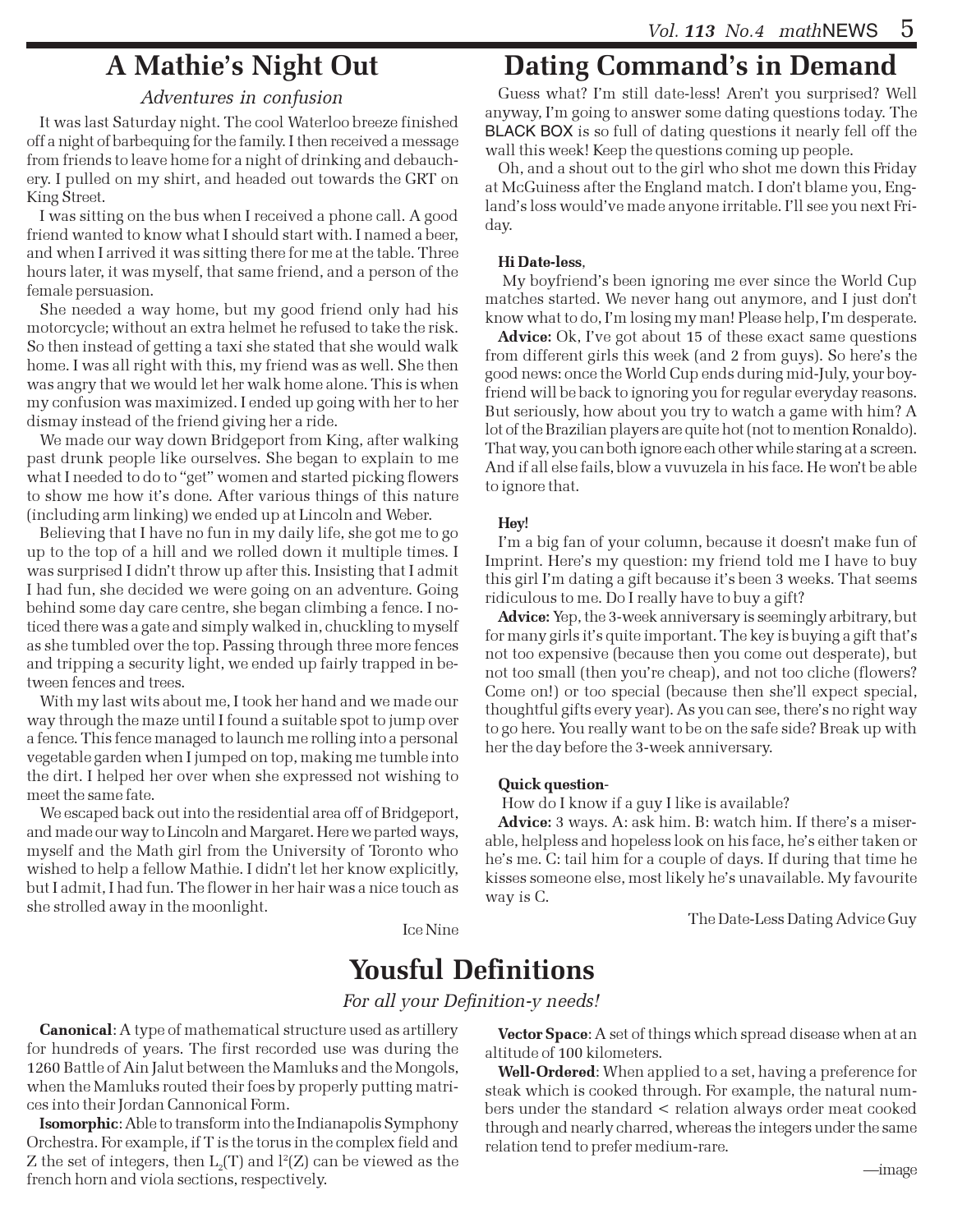# A Mathie's Night Out

*Adventures in confusion*

It was last Saturday night. The cool Waterloo breeze finished off a night of barbequing for the family. I then received a message from friends to leave home for a night of drinking and debauchery. I pulled on my shirt, and headed out towards the GRT on King Street.

I was sitting on the bus when I received a phone call. A good friend wanted to know what I should start with. I named a beer, and when I arrived it was sitting there for me at the table. Three hours later, it was myself, that same friend, and a person of the female persuasion.

She needed a way home, but my good friend only had his motorcycle; without an extra helmet he refused to take the risk. So then instead of getting a taxi she stated that she would walk home. I was all right with this, my friend was as well. She then was angry that we would let her walk home alone. This is when my confusion was maximized. I ended up going with her to her dismay instead of the friend giving her a ride.

We made our way down Bridgeport from King, after walking past drunk people like ourselves. She began to explain to me what I needed to do to "get" women and started picking flowers to show me how it's done. After various things of this nature (including arm linking) we ended up at Lincoln and Weber.

Believing that I have no fun in my daily life, she got me to go up to the top of a hill and we rolled down it multiple times. I was surprised I didn't throw up after this. Insisting that I admit I had fun, she decided we were going on an adventure. Going behind some day care centre, she began climbing a fence. I noticed there was a gate and simply walked in, chuckling to myself as she tumbled over the top. Passing through three more fences and tripping a security light, we ended up fairly trapped in between fences and trees.

With my last wits about me, I took her hand and we made our way through the maze until I found a suitable spot to jump over a fence. This fence managed to launch me rolling into a personal vegetable garden when I jumped on top, making me tumble into the dirt. I helped her over when she expressed not wishing to meet the same fate.

We escaped back out into the residential area off of Bridgeport, and made our way to Lincoln and Margaret. Here we parted ways, myself and the Math girl from the University of Toronto who wished to help a fellow Mathie. I didn't let her know explicitly, but I admit, I had fun. The flower in her hair was a nice touch as she strolled away in the moonlight.

Ice Nine

# Dating Command's in Demand

Guess what? I'm still date-less! Aren't you surprised? Well anyway, I'm going to answer some dating questions today. The BLACK BOX is so full of dating questions it nearly fell off the wall this week! Keep the questions coming up people.

Oh, and a shout out to the girl who shot me down this Friday at McGuiness after the England match. I don't blame you, England's loss would've made anyone irritable. I'll see you next Friday.

**Hi Date-less**,

My boyfriend's been ignoring me ever since the World Cup matches started. We never hang out anymore, and I just don't know what to do, I'm losing my man! Please help, I'm desperate.

**Advice:** Ok, I've got about 15 of these exact same questions from different girls this week (and 2 from guys). So here's the good news: once the World Cup ends during mid-July, your boyfriend will be back to ignoring you for regular everyday reasons. But seriously, how about you try to watch a game with him? A lot of the Brazilian players are quite hot (not to mention Ronaldo). That way, you can both ignore each other while staring at a screen. And if all else fails, blow a vuvuzela in his face. He won't be able to ignore that.

**Hey!**

I'm a big fan of your column, because it doesn't make fun of Imprint. Here's my question: my friend told me I have to buy this girl I'm dating a gift because it's been 3 weeks. That seems ridiculous to me. Do I really have to buy a gift?

**Advice:** Yep, the 3-week anniversary is seemingly arbitrary, but for many girls it's quite important. The key is buying a gift that's not too expensive (because then you come out desperate), but not too small (then you're cheap), and not too cliche (flowers? Come on!) or too special (because then she'll expect special, thoughtful gifts every year). As you can see, there's no right way to go here. You really want to be on the safe side? Break up with her the day before the 3-week anniversary.

**Quick question-**

How do I know if a guy I like is available?

**Advice:** 3 ways. A: ask him. B: watch him. If there's a miserable, helpless and hopeless look on his face, he's either taken or he's me. C: tail him for a couple of days. If during that time he kisses someone else, most likely he's unavailable. My favourite way is C.

The Date-Less Dating Advice Guy

# Yousful Definitions

*For all your Definition-y needs!*

**Canonical**: A type of mathematical structure used as artillery for hundreds of years. The first recorded use was during the 1260 Battle of Ain Jalut between the Mamluks and the Mongols, when the Mamluks routed their foes by properly putting matrices into their Jordan Cannonical Form.

**Isomorphic**: Able to transform into the Indianapolis Symphony Orchestra. For example, if T is the torus in the complex field and Z the set of integers, then $L_2(T)$ and $l^2(Z)$ can be viewed as the french horn and viola sections, respectively.

**Vector Space**: A set of things which spread disease when at an altitude of 100 kilometers.

**Well-Ordered**: When applied to a set, having a preference for steak which is cooked through. For example, the natural numbers under the standard < relation always order meat cooked through and nearly charred, whereas the integers under the same relation tend to prefer medium-rare.

—image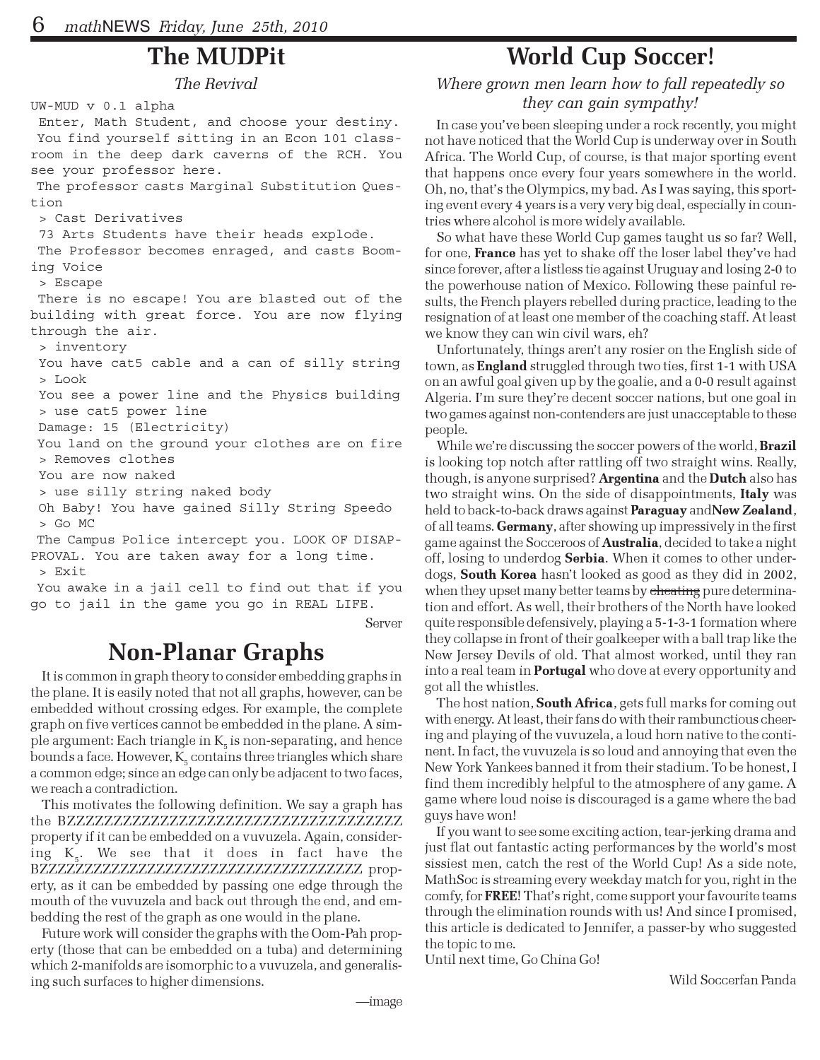## The MUDPit

*The Revival*

```
UW-MUD v 0.1 alpha
 Enter, Math Student, and choose your destiny.
 You find yourself sitting in an Econ 101 classroom in the deep dark caverns of the RCH. You see your professor here.
 The professor casts Marginal Substitution Question
 > Cast Derivatives
 73 Arts Students have their heads explode.
 The Professor becomes enraged, and casts Booming Voice
 > Escape
 There is no escape! You are blasted out of the building with great force. You are now flying through the air.
 > inventory
 You have cat5 cable and a can of silly string
 > Look
 You see a power line and the Physics building
 > use cat5 power line
 Damage: 15 (Electricity)
 You land on the ground your clothes are on fire
 > Removes clothes
 You are now naked
 > use silly string naked body
 Oh Baby! You have gained Silly String Speedo
 > Go MC
 The Campus Police intercept you. LOOK OF DISAPPROVAL. You are taken away for a long time.
 > Exit
 You awake in a jail cell to find out that if you go to jail in the game you go in REAL LIFE.
```

Server

## Non-Planar Graphs

It is common in graph theory to consider embedding graphs in the plane. It is easily noted that not all graphs, however, can be embedded without crossing edges. For example, the complete graph on five vertices cannot be embedded in the plane. A simple argument: Each triangle in $K_5$ is non-separating, and hence bounds a face. However, $K_5$ contains three triangles which share a common edge; since an edge can only be adjacent to two faces, we reach a contradiction.

This motivates the following definition. We say a graph has the BZZZZZZZZZZZZZZZZZZZZZZZZZZZZZZZZZZZZZZ property if it can be embedded on a vuvuzela. Again, considering $K_5$. We see that it does in fact have the BZZZZZZZZZZZZZZZZZZZZZZZZZZZZZZZZZZZZZZ property, as it can be embedded by passing one edge through the mouth of the vuvuzela and back out through the end, and embedding the rest of the graph as one would in the plane.

Future work will consider the graphs with the Oom-Pah property (those that can be embedded on a tuba) and determining which 2-manifolds are isomorphic to a vuvuzela, and generalising such surfaces to higher dimensions.

—image

## World Cup Soccer!

*Where grown men learn how to fall repeatedly so they can gain sympathy!*

In case you've been sleeping under a rock recently, you might not have noticed that the World Cup is underway over in South Africa. The World Cup, of course, is that major sporting event that happens once every four years somewhere in the world. Oh, no, that's the Olympics, my bad. As I was saying, this sporting event every 4 years is a very very big deal, especially in countries where alcohol is more widely available.

So what have these World Cup games taught us so far? Well, for one, **France** has yet to shake off the loser label they've had since forever, after a listless tie against Uruguay and losing 2-0 to the powerhouse nation of Mexico. Following these painful results, the French players rebelled during practice, leading to the resignation of at least one member of the coaching staff. At least we know they can win civil wars, eh?

Unfortunately, things aren't any rosier on the English side of town, as **England** struggled through two ties, first 1-1 with USA on an awful goal given up by the goalie, and a 0-0 result against Algeria. I'm sure they're decent soccer nations, but one goal in two games against non-contenders are just unacceptable to these people.

While we're discussing the soccer powers of the world, **Brazil** is looking top notch after rattling off two straight wins. Really, though, is anyone surprised? **Argentina** and the **Dutch** also has two straight wins. On the side of disappointments, **Italy** was held to back-to-back draws against **Paraguay** and **New Zealand**, of all teams. **Germany**, after showing up impressively in the first game against the Socceroos of **Australia**, decided to take a night off, losing to underdog **Serbia**. When it comes to other underdogs, **South Korea** hasn't looked as good as they did in 2002, when they upset many better teams by ~~cheating~~ pure determination and effort. As well, their brothers of the North have looked quite responsible defensively, playing a 5-1-3-1 formation where they collapse in front of their goalkeeper with a ball trap like the New Jersey Devils of old. That almost worked, until they ran into a real team in **Portugal** who dove at every opportunity and got all the whistles.

The host nation, **South Africa**, gets full marks for coming out with energy. At least, their fans do with their rambunctious cheering and playing of the vuvuzela, a loud horn native to the continent. In fact, the vuvuzela is so loud and annoying that even the New York Yankees banned it from their stadium. To be honest, I find them incredibly helpful to the atmosphere of any game. A game where loud noise is discouraged is a game where the bad guys have won!

If you want to see some exciting action, tear-jerking drama and just flat out fantastic acting performances by the world's most sissiest men, catch the rest of the World Cup! As a side note, MathSoc is streaming every weekday match for you, right in the comfy, for **FREE**! That's right, come support your favourite teams through the elimination rounds with us! And since I promised, this article is dedicated to Jennifer, a passer-by who suggested the topic to me.

Until next time, Go China Go!

Wild Soccerfan Panda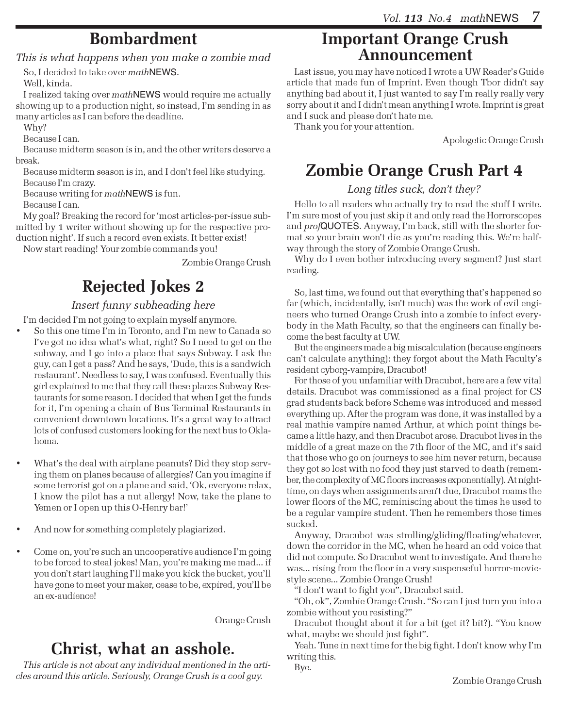# Bombardment

*This is what happens when you make a zombie mad*

So, I decided to take over *math*NEWS.

Well, kinda.

I realized taking over *math*NEWS would require me actually showing up to a production night, so instead, I'm sending in as many articles as I can before the deadline.

Why?

Because I can.

Because midterm season is in, and the other writers deserve a break.

Because midterm season is in, and I don't feel like studying.

Because I'm crazy.

Because writing for *math*NEWS is fun.

Because I can.

My goal? Breaking the record for 'most articles-per-issue submitted by 1 writer without showing up for the respective production night'. If such a record even exists. It better exist!

Now start reading! Your zombie commands you!

Zombie Orange Crush

# Rejected Jokes 2

*Insert funny subheading here*

I'm decided I'm not going to explain myself anymore.

- So this one time I'm in Toronto, and I'm new to Canada so I've got no idea what's what, right? So I need to get on the subway, and I go into a place that says Subway. I ask the guy, can I get a pass? And he says, 'Dude, this is a sandwich restaurant'. Needless to say, I was confused. Eventually this girl explained to me that they call these places Subway Restaurants for some reason. I decided that when I get the funds for it, I'm opening a chain of Bus Terminal Restaurants in convenient downtown locations. It's a great way to attract lots of confused customers looking for the next bus to Oklahoma.

- What's the deal with airplane peanuts? Did they stop serving them on planes because of allergies? Can you imagine if some terrorist got on a plane and said, 'Ok, everyone relax, I know the pilot has a nut allergy! Now, take the plane to Yemen or I open up this O-Henry bar!'

- And now for something completely plagiarized.

- Come on, you're such an uncooperative audience I'm going to be forced to steal jokes! Man, you're making me mad... if you don't start laughing I'll make you kick the bucket, you'll have gone to meet your maker, cease to be, expired, you'll be an ex-audience!

Orange Crush

# Christ, what an asshole.

*This article is not about any individual mentioned in the articles around this article. Seriously, Orange Crush is a cool guy.*

# Important Orange Crush Announcement

Last issue, you may have noticed I wrote a UW Reader's Guide article that made fun of Imprint. Even though Tbor didn't say anything bad about it, I just wanted to say I'm really really very sorry about it and I didn't mean anything I wrote. Imprint is great and I suck and please don't hate me.

Thank you for your attention.

Apologetic Orange Crush

# Zombie Orange Crush Part 4

*Long titles suck, don't they?*

Hello to all readers who actually try to read the stuff I write. I'm sure most of you just skip it and only read the Horrorscopes and *prof*QUOTES. Anyway, I'm back, still with the shorter format so your brain won't die as you're reading this. We're halfway through the story of Zombie Orange Crush.

Why do I even bother introducing every segment? Just start reading.

So, last time, we found out that everything that's happened so far (which, incidentally, isn't much) was the work of evil engineers who turned Orange Crush into a zombie to infect everybody in the Math Faculty, so that the engineers can finally become the best faculty at UW.

But the engineers made a big miscalculation (because engineers can't calculate anything): they forgot about the Math Faculty's resident cyborg-vampire, Dracubot!

For those of you unfamiliar with Dracubot, here are a few vital details. Dracubot was commissioned as a final project for CS grad students back before Scheme was introduced and messed everything up. After the program was done, it was installed by a real mathie vampire named Arthur, at which point things became a little hazy, and then Dracubot arose. Dracubot lives in the middle of a great maze on the 7th floor of the MC, and it's said that those who go on journeys to see him never return, because they got so lost with no food they just starved to death (remember, the complexity of MC floors increases exponentially). At nighttime, on days when assignments aren't due, Dracubot roams the lower floors of the MC, reminiscing about the times he used to be a regular vampire student. Then he remembers those times sucked.

Anyway, Dracubot was strolling/gliding/floating/whatever, down the corridor in the MC, when he heard an odd voice that did not compute. So Dracubot went to investigate. And there he was... rising from the floor in a very suspenseful horror-movie-style scene... Zombie Orange Crush!

"I don't want to fight you", Dracubot said.

"Oh, ok", Zombie Orange Crush. "So can I just turn you into a zombie without you resisting?"

Dracubot thought about it for a bit (get it? bit?). "You know what, maybe we should just fight".

Yeah. Tune in next time for the big fight. I don't know why I'm writing this.

Bye.

Zombie Orange Crush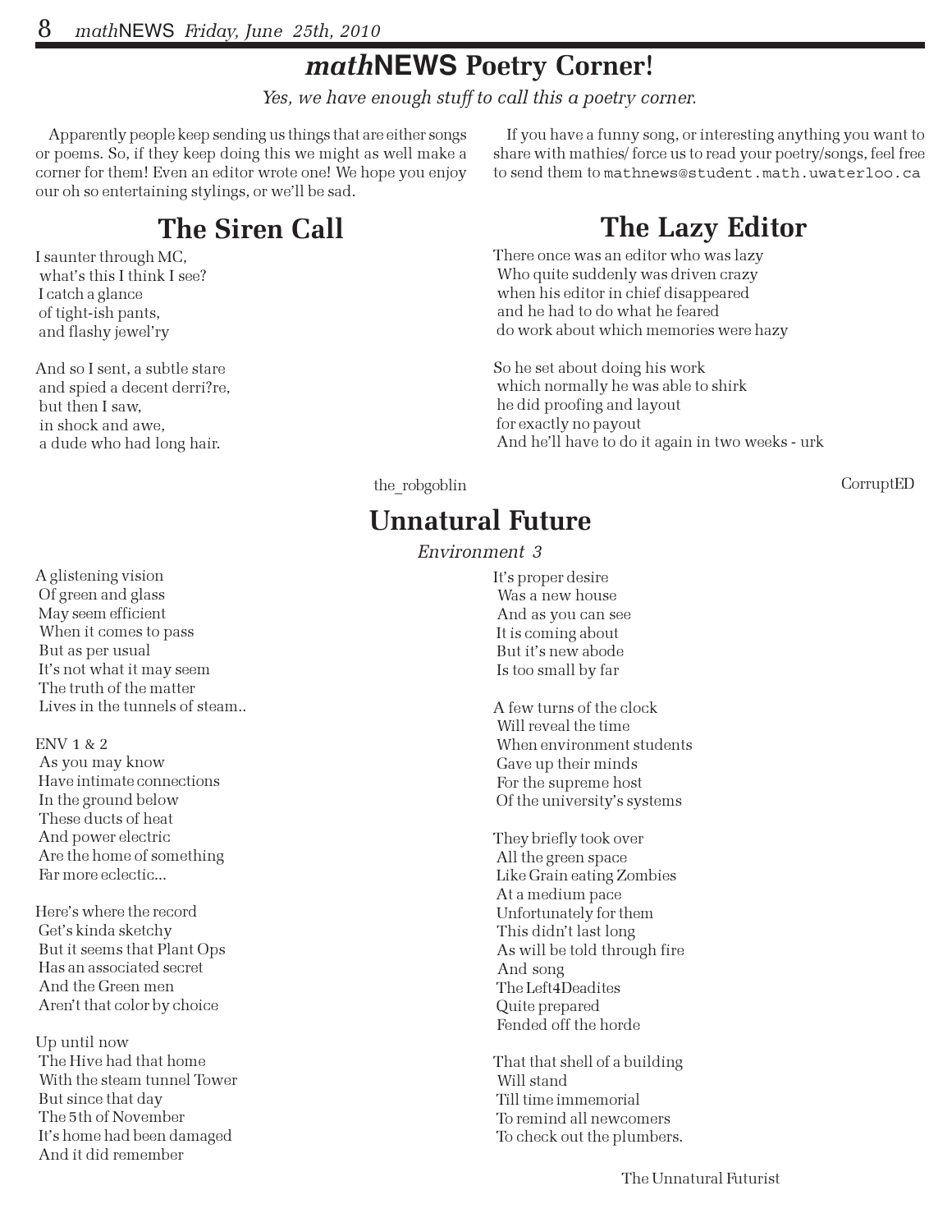# *math*NEWS Poetry Corner!

*Yes, we have enough stuff to call this a poetry corner.*

Apparently people keep sending us things that are either songs or poems. So, if they keep doing this we might as well make a corner for them! Even an editor wrote one! We hope you enjoy our oh so entertaining stylings, or we'll be sad.

If you have a funny song, or interesting anything you want to share with mathies/ force us to read your poetry/songs, feel free to send them to `mathnews@student.math.uwaterloo.ca`

## The Siren Call

I saunter through MC,  
what's this I think I see?  
I catch a glance  
of tight-ish pants,  
and flashy jewel'ry

And so I sent, a subtle stare  
and spied a decent derri?re,  
but then I saw,  
in shock and awe,  
a dude who had long hair.

the_robgoblin

## The Lazy Editor

There once was an editor who was lazy  
Who quite suddenly was driven crazy  
when his editor in chief disappeared  
and he had to do what he feared  
do work about which memories were hazy

So he set about doing his work  
which normally he was able to shirk  
he did proofing and layout  
for exactly no payout  
And he'll have to do it again in two weeks - urk

CorruptED

## Unnatural Future

*Environment 3*

A glistening vision  
Of green and glass  
May seem efficient  
When it comes to pass  
But as per usual  
It's not what it may seem  
The truth of the matter  
Lives in the tunnels of steam..

ENV 1 & 2  
As you may know  
Have intimate connections  
In the ground below  
These ducts of heat  
And power electric  
Are the home of something  
Far more eclectic...

Here's where the record  
Get's kinda sketchy  
But it seems that Plant Ops  
Has an associated secret  
And the Green men  
Aren't that color by choice

Up until now  
The Hive had that home  
With the steam tunnel Tower  
But since that day  
The 5th of November  
It's home had been damaged  
And it did remember

It's proper desire  
Was a new house  
And as you can see  
It is coming about  
But it's new abode  
Is too small by far

A few turns of the clock  
Will reveal the time  
When environment students  
Gave up their minds  
For the supreme host  
Of the university's systems

They briefly took over  
All the green space  
Like Grain eating Zombies  
At a medium pace  
Unfortunately for them  
This didn't last long  
As will be told through fire  
And song  
The Left4Deadites  
Quite prepared  
Fended off the horde

That that shell of a building  
Will stand  
Till time immemorial  
To remind all newcomers  
To check out the plumbers.

The Unnatural Futurist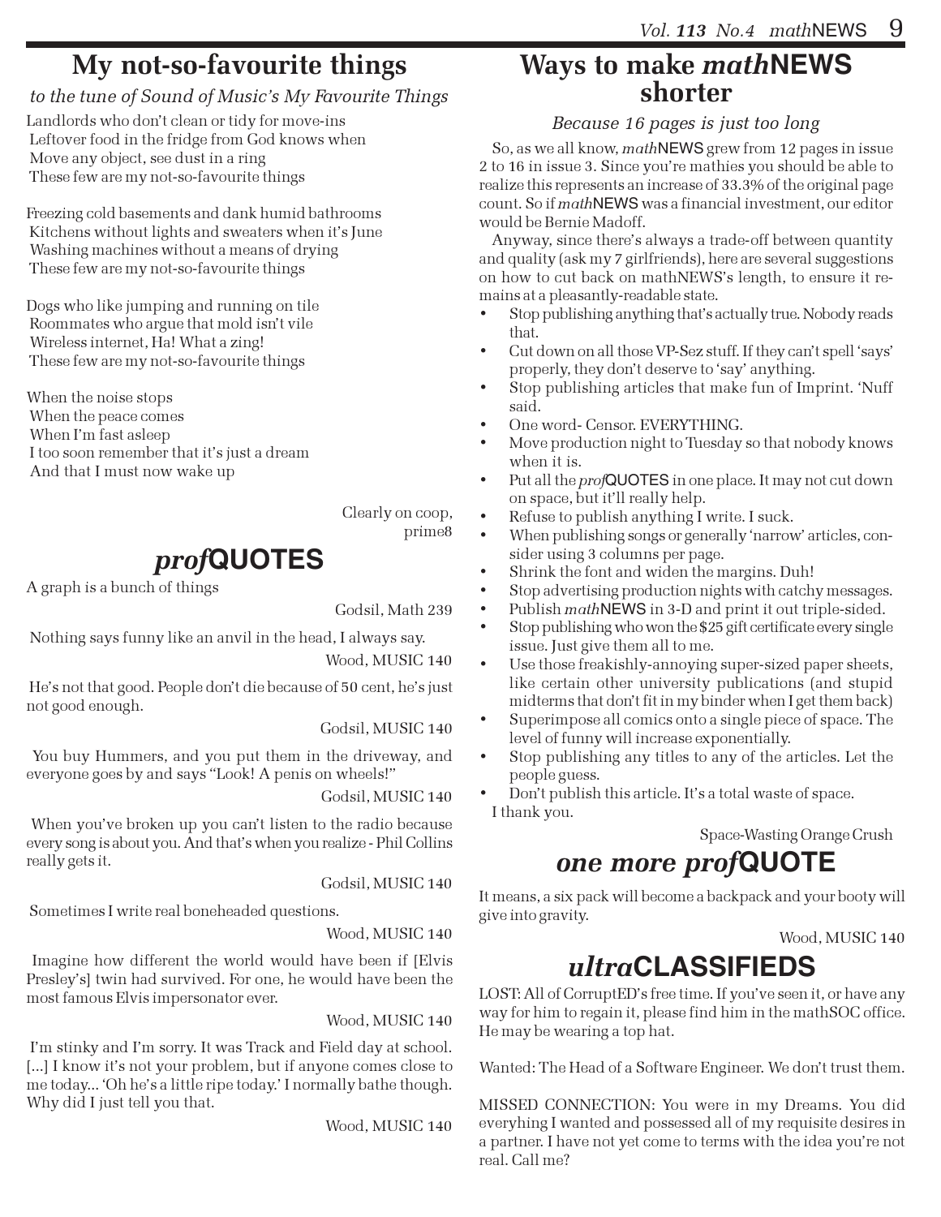## My not-so-favourite things

*to the tune of Sound of Music's My Favourite Things*

Landlords who don't clean or tidy for move-ins
Leftover food in the fridge from God knows when
Move any object, see dust in a ring
These few are my not-so-favourite things

Freezing cold basements and dank humid bathrooms
Kitchens without lights and sweaters when it's June
Washing machines without a means of drying
These few are my not-so-favourite things

Dogs who like jumping and running on tile
Roommates who argue that mold isn't vile
Wireless internet, Ha! What a zing!
These few are my not-so-favourite things

When the noise stops
When the peace comes
When I'm fast asleep
I too soon remember that it's just a dream
And that I must now wake up

Clearly on coop,
prime8

## *prof*QUOTES

A graph is a bunch of things

Godsil, Math 239

Nothing says funny like an anvil in the head, I always say.

Wood, MUSIC 140

He's not that good. People don't die because of 50 cent, he's just not good enough.

Godsil, MUSIC 140

You buy Hummers, and you put them in the driveway, and everyone goes by and says "Look! A penis on wheels!"

Godsil, MUSIC 140

When you've broken up you can't listen to the radio because every song is about you. And that's when you realize - Phil Collins really gets it.

Godsil, MUSIC 140

Sometimes I write real boneheaded questions.

Wood, MUSIC 140

Imagine how different the world would have been if [Elvis Presley's] twin had survived. For one, he would have been the most famous Elvis impersonator ever.

Wood, MUSIC 140

I'm stinky and I'm sorry. It was Track and Field day at school. [...] I know it's not your problem, but if anyone comes close to me today... 'Oh he's a little ripe today.' I normally bathe though. Why did I just tell you that.

Wood, MUSIC 140

## Ways to make *math*NEWS shorter

*Because 16 pages is just too long*

So, as we all know, *math*NEWS grew from 12 pages in issue 2 to 16 in issue 3. Since you're mathies you should be able to realize this represents an increase of 33.3% of the original page count. So if *math*NEWS was a financial investment, our editor would be Bernie Madoff.

Anyway, since there's always a trade-off between quantity and quality (ask my 7 girlfriends), here are several suggestions on how to cut back on mathNEWS's length, to ensure it remains at a pleasantly-readable state.

- Stop publishing anything that's actually true. Nobody reads that.
- Cut down on all those VP-Sez stuff. If they can't spell 'says' properly, they don't deserve to 'say' anything.
- Stop publishing articles that make fun of Imprint. 'Nuff said.
- One word- Censor. EVERYTHING.
- Move production night to Tuesday so that nobody knows when it is.
- Put all the *prof*QUOTES in one place. It may not cut down on space, but it'll really help.
- Refuse to publish anything I write. I suck.
- When publishing songs or generally 'narrow' articles, consider using 3 columns per page.
- Shrink the font and widen the margins. Duh!
- Stop advertising production nights with catchy messages.
- Publish *math*NEWS in 3-D and print it out triple-sided.
- Stop publishing who won the $25 gift certificate every single issue. Just give them all to me.
- Use those freakishly-annoying super-sized paper sheets, like certain other university publications (and stupid midterms that don't fit in my binder when I get them back)
- Superimpose all comics onto a single piece of space. The level of funny will increase exponentially.
- Stop publishing any titles to any of the articles. Let the people guess.
- Don't publish this article. It's a total waste of space.

I thank you.

Space-Wasting Orange Crush

## *one more prof*QUOTE

It means, a six pack will become a backpack and your booty will give into gravity.

Wood, MUSIC 140

## *ultra*CLASSIFIEDS

LOST: All of CorruptED's free time. If you've seen it, or have any way for him to regain it, please find him in the mathSOC office. He may be wearing a top hat.

Wanted: The Head of a Software Engineer. We don't trust them.

MISSED CONNECTION: You were in my Dreams. You did everyhing I wanted and possessed all of my requisite desires in a partner. I have not yet come to terms with the idea you're not real. Call me?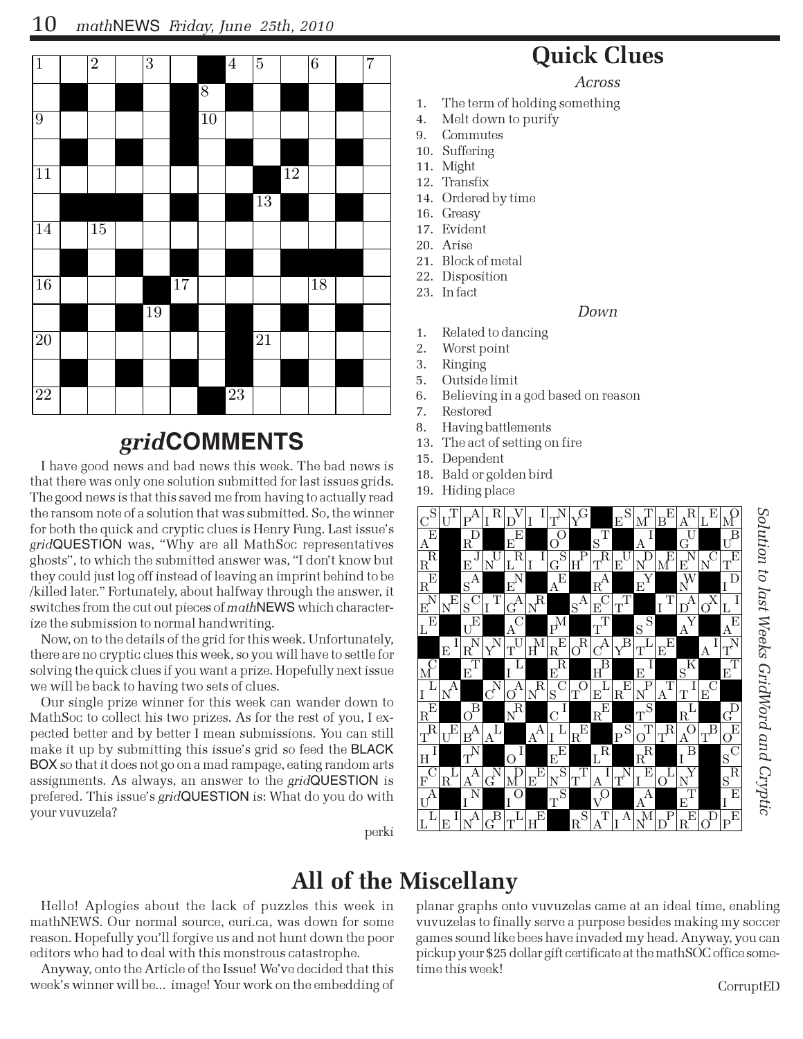## Quick Clues

*Across*

1. The term of holding something
4. Melt down to purify
9. Commutes
10. Suffering
11. Might
12. Transfix
14. Ordered by time
16. Greasy
17. Evident
20. Arise
21. Block of metal
22. Disposition
23. In fact

*Down*

1. Related to dancing
2. Worst point
3. Ringing
5. Outside limit
6. Believing in a god based on reason
7. Restored
8. Having battlements
13. The act of setting on fire
15. Dependent
18. Bald or golden bird
19. Hiding place

## *grid*COMMENTS

I have good news and bad news this week. The bad news is that there was only one solution submitted for last issues grids. The good news is that this saved me from having to actually read the ransom note of a solution that was submitted. So, the winner for both the quick and cryptic clues is Henry Fung. Last issue's *grid*QUESTION was, "Why are all MathSoc representatives ghosts", to which the submitted answer was, "I don't know but they could just log off instead of leaving an imprint behind to be /killed later." Fortunately, about halfway through the answer, it switches from the cut out pieces of *math*NEWS which characterize the submission to normal handwriting.

Now, on to the details of the grid for this week. Unfortunately, there are no cryptic clues this week, so you will have to settle for solving the quick clues if you want a prize. Hopefully next issue we will be back to having two sets of clues.

Our single prize winner for this week can wander down to MathSoc to collect his two prizes. As for the rest of you, I expected better and by better I mean submissions. You can still make it up by submitting this issue's grid so feed the BLACK BOX so that it does not go on a mad rampage, eating random arts assignments. As always, an answer to the *grid*QUESTION is prefered. This issue's *grid*QUESTION is: What do you do with your vuvuzela?

perki

*Solution to last Weeks GridWord and Cryptic*

## All of the Miscellany

Hello! Aplogies about the lack of puzzles this week in mathNEWS. Our normal source, euri.ca, was down for some reason. Hopefully you'll forgive us and not hunt down the poor editors who had to deal with this monstrous catastrophe.

Anyway, onto the Article of the Issue! We've decided that this week's winner will be... image! Your work on the embedding of planar graphs onto vuvuzelas came at an ideal time, enabling vuvuzelas to finally serve a purpose besides making my soccer games sound like bees have invaded my head. Anyway, you can pickup your $25 dollar gift certificate at the mathSOC office sometime this week!

CorruptED